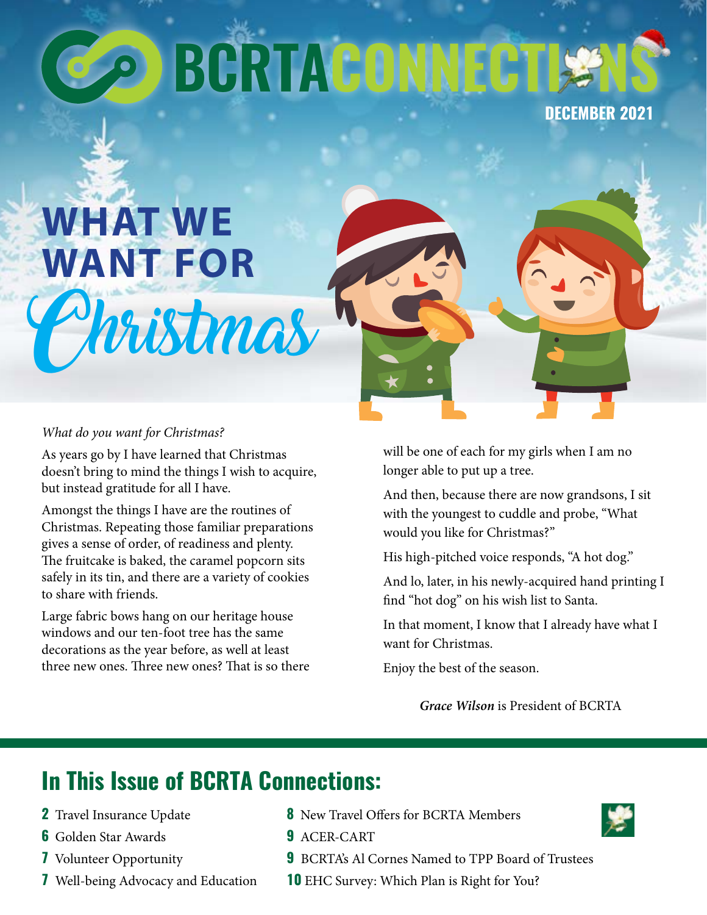# BCRTA CONNECTIONS

DECEMBER 2021

# WHAT WE WANT FOR *Christmas*

*What do you want for Christmas?*

As years go by I have learned that Christmas doesn't bring to mind the things I wish to acquire, but instead gratitude for all I have.

Amongst the things I have are the routines of Christmas. Repeating those familiar preparations gives a sense of order, of readiness and plenty. The fruitcake is baked, the caramel popcorn sits safely in its tin, and there are a variety of cookies to share with friends.

Large fabric bows hang on our heritage house windows and our ten-foot tree has the same decorations as the year before, as well at least three new ones. Three new ones? That is so there will be one of each for my girls when I am no longer able to put up a tree.

And then, because there are now grandsons, I sit with the youngest to cuddle and probe, "What would you like for Christmas?"

His high-pitched voice responds, "A hot dog."

And lo, later, in his newly-acquired hand printing I find "hot dog" on his wish list to Santa.

In that moment, I know that I already have what I want for Christmas.

Enjoy the best of the season.

***Grace Wilson*** is President of BCRTA

## In This Issue of BCRTA Connections:

- **2** Travel Insurance Update
- **6** Golden Star Awards
- **7** Volunteer Opportunity
- **7** Well-being Advocacy and Education
- **8** New Travel Offers for BCRTA Members
- **9** ACER-CART
- **9** BCRTA's Al Cornes Named to TPP Board of Trustees
- **10** EHC Survey: Which Plan is Right for You?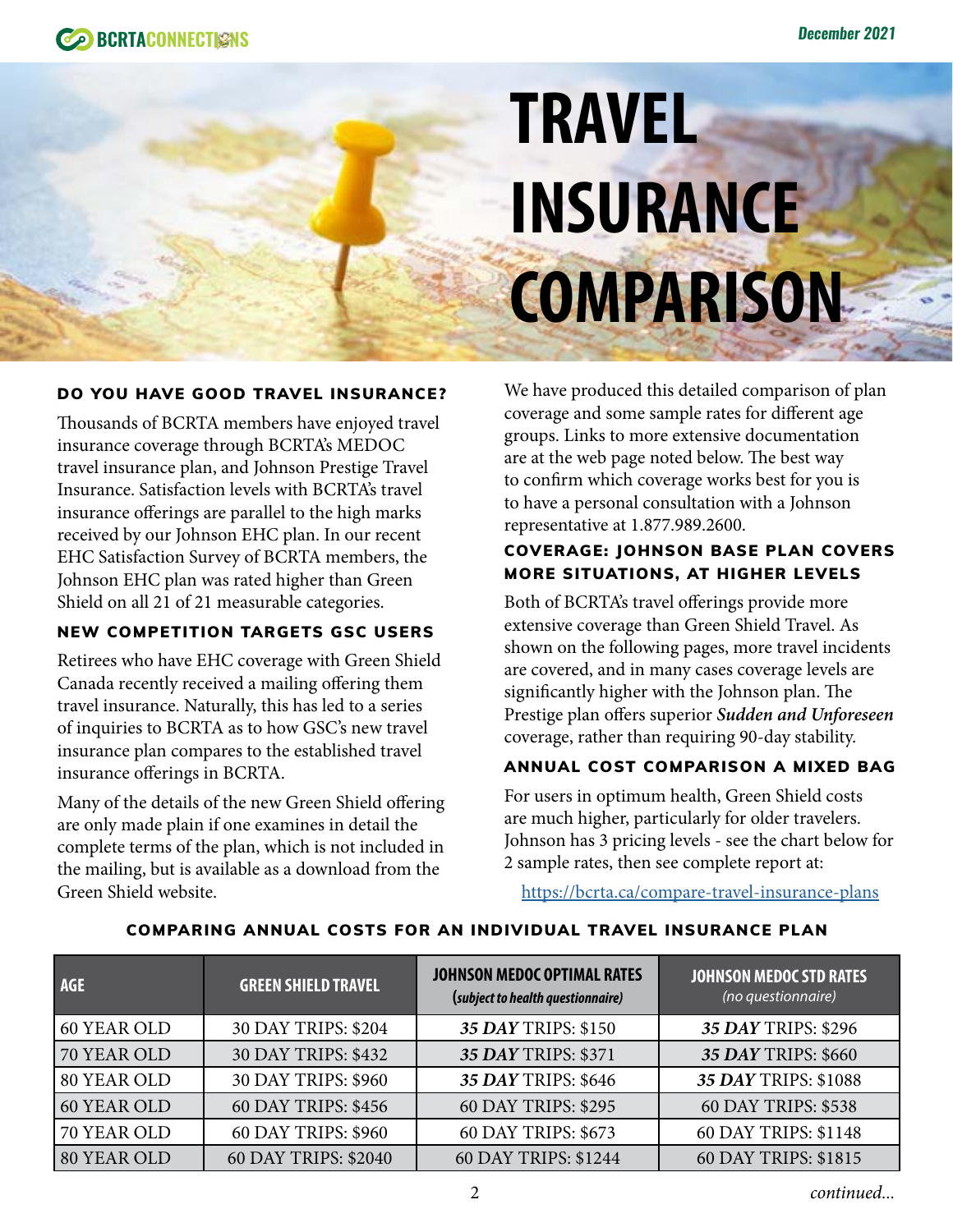# TRAVEL INSURANCE COMPARISON

### DO YOU HAVE GOOD TRAVEL INSURANCE?

Thousands of BCRTA members have enjoyed travel insurance coverage through BCRTA's MEDOC travel insurance plan, and Johnson Prestige Travel Insurance. Satisfaction levels with BCRTA's travel insurance offerings are parallel to the high marks received by our Johnson EHC plan. In our recent EHC Satisfaction Survey of BCRTA members, the Johnson EHC plan was rated higher than Green Shield on all 21 of 21 measurable categories.

### NEW COMPETITION TARGETS GSC USERS

Retirees who have EHC coverage with Green Shield Canada recently received a mailing offering them travel insurance. Naturally, this has led to a series of inquiries to BCRTA as to how GSC's new travel insurance plan compares to the established travel insurance offerings in BCRTA.

Many of the details of the new Green Shield offering are only made plain if one examines in detail the complete terms of the plan, which is not included in the mailing, but is available as a download from the Green Shield website.

We have produced this detailed comparison of plan coverage and some sample rates for different age groups. Links to more extensive documentation are at the web page noted below. The best way to confirm which coverage works best for you is to have a personal consultation with a Johnson representative at 1.877.989.2600.

### COVERAGE: JOHNSON BASE PLAN COVERS MORE SITUATIONS, AT HIGHER LEVELS

Both of BCRTA's travel offerings provide more extensive coverage than Green Shield Travel. As shown on the following pages, more travel incidents are covered, and in many cases coverage levels are significantly higher with the Johnson plan. The Prestige plan offers superior ***Sudden and Unforeseen*** coverage, rather than requiring 90-day stability.

### ANNUAL COST COMPARISON A MIXED BAG

For users in optimum health, Green Shield costs are much higher, particularly for older travelers. Johnson has 3 pricing levels - see the chart below for 2 sample rates, then see complete report at:

https://bcrta.ca/compare-travel-insurance-plans

### COMPARING ANNUAL COSTS FOR AN INDIVIDUAL TRAVEL INSURANCE PLAN

| AGE | GREEN SHIELD TRAVEL | JOHNSON MEDOC OPTIMAL RATES (*subject to health questionnaire*) | JOHNSON MEDOC STD RATES *(no questionnaire)* |
|---|---|---|---|
| 60 YEAR OLD | 30 DAY TRIPS: $204 | ***35 DAY*** TRIPS: $150 | ***35 DAY*** TRIPS: $296 |
| 70 YEAR OLD | 30 DAY TRIPS: $432 | ***35 DAY*** TRIPS: $371 | ***35 DAY*** TRIPS: $660 |
| 80 YEAR OLD | 30 DAY TRIPS: $960 | ***35 DAY*** TRIPS: $646 | ***35 DAY*** TRIPS: $1088 |
| 60 YEAR OLD | 60 DAY TRIPS: $456 | 60 DAY TRIPS: $295 | 60 DAY TRIPS: $538 |
| 70 YEAR OLD | 60 DAY TRIPS: $960 | 60 DAY TRIPS: $673 | 60 DAY TRIPS: $1148 |
| 80 YEAR OLD | 60 DAY TRIPS: $2040 | 60 DAY TRIPS: $1244 | 60 DAY TRIPS: $1815 |

*continued...*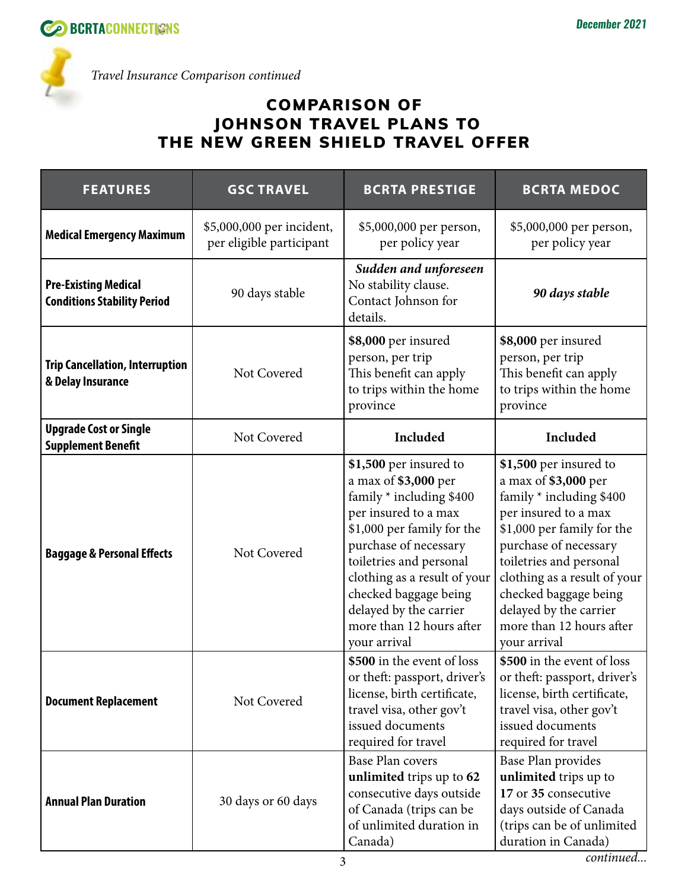*Travel Insurance Comparison continued*

## COMPARISON OF JOHNSON TRAVEL PLANS TO THE NEW GREEN SHIELD TRAVEL OFFER

| FEATURES | GSC TRAVEL | BCRTA PRESTIGE | BCRTA MEDOC |
|---|---|---|---|
| **Medical Emergency Maximum** | $5,000,000 per incident, per eligible participant | $5,000,000 per person, per policy year | $5,000,000 per person, per policy year |
| **Pre-Existing Medical Conditions Stability Period** | 90 days stable | ***Sudden and unforeseen*** No stability clause. Contact Johnson for details. | ***90 days stable*** |
| **Trip Cancellation, Interruption & Delay Insurance** | Not Covered | **$8,000** per insured person, per trip This benefit can apply to trips within the home province | **$8,000** per insured person, per trip This benefit can apply to trips within the home province |
| **Upgrade Cost or Single Supplement Benefit** | Not Covered | **Included** | **Included** |
| **Baggage & Personal Effects** | Not Covered | **$1,500** per insured to a max of **$3,000** per family * including $400 per insured to a max $1,000 per family for the purchase of necessary toiletries and personal clothing as a result of your checked baggage being delayed by the carrier more than 12 hours after your arrival | **$1,500** per insured to a max of **$3,000** per family * including $400 per insured to a max $1,000 per family for the purchase of necessary toiletries and personal clothing as a result of your checked baggage being delayed by the carrier more than 12 hours after your arrival |
| **Document Replacement** | Not Covered | **$500** in the event of loss or theft: passport, driver's license, birth certificate, travel visa, other gov't issued documents required for travel | **$500** in the event of loss or theft: passport, driver's license, birth certificate, travel visa, other gov't issued documents required for travel |
| **Annual Plan Duration** | 30 days or 60 days | Base Plan covers **unlimited** trips up to **62** consecutive days outside of Canada (trips can be of unlimited duration in Canada) | Base Plan provides **unlimited** trips up to **17** or **35** consecutive days outside of Canada (trips can be of unlimited duration in Canada) |

*continued...*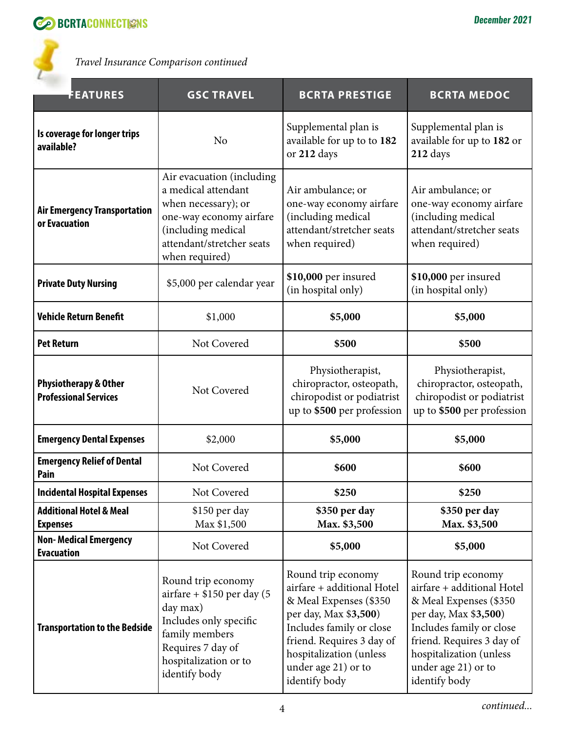*Travel Insurance Comparison continued*

| FEATURES | GSC TRAVEL | BCRTA PRESTIGE | BCRTA MEDOC |
|---|---|---|---|
| **Is coverage for longer trips available?** | No | Supplemental plan is available for up to to **182** or **212** days | Supplemental plan is available for up to **182** or **212** days |
| **Air Emergency Transportation or Evacuation** | Air evacuation (including a medical attendant when necessary); or one-way economy airfare (including medical attendant/stretcher seats when required) | Air ambulance; or one-way economy airfare (including medical attendant/stretcher seats when required) | Air ambulance; or one-way economy airfare (including medical attendant/stretcher seats when required) |
| **Private Duty Nursing** | $5,000 per calendar year | **$10,000** per insured (in hospital only) | **$10,000** per insured (in hospital only) |
| **Vehicle Return Benefit** | $1,000 | **$5,000** | **$5,000** |
| **Pet Return** | Not Covered | **$500** | **$500** |
| **Physiotherapy & Other Professional Services** | Not Covered | Physiotherapist, chiropractor, osteopath, chiropodist or podiatrist up to **$500** per profession | Physiotherapist, chiropractor, osteopath, chiropodist or podiatrist up to **$500** per profession |
| **Emergency Dental Expenses** | $2,000 | **$5,000** | **$5,000** |
| **Emergency Relief of Dental Pain** | Not Covered | **$600** | **$600** |
| **Incidental Hospital Expenses** | Not Covered | **$250** | **$250** |
| **Additional Hotel & Meal Expenses** | $150 per day Max $1,500 | **$350 per day Max. $3,500** | **$350 per day Max. $3,500** |
| **Non- Medical Emergency Evacuation** | Not Covered | **$5,000** | **$5,000** |
| **Transportation to the Bedside** | Round trip economy airfare + $150 per day (5 day max) Includes only specific family members Requires 7 day of hospitalization or to identify body | Round trip economy airfare + additional Hotel & Meal Expenses ($350 per day, Max $**3,500**) Includes family or close friend. Requires 3 day of hospitalization (unless under age 21) or to identify body | Round trip economy airfare + additional Hotel & Meal Expenses ($350 per day, Max $**3,500**) Includes family or close friend. Requires 3 day of hospitalization (unless under age 21) or to identify body |

*continued...*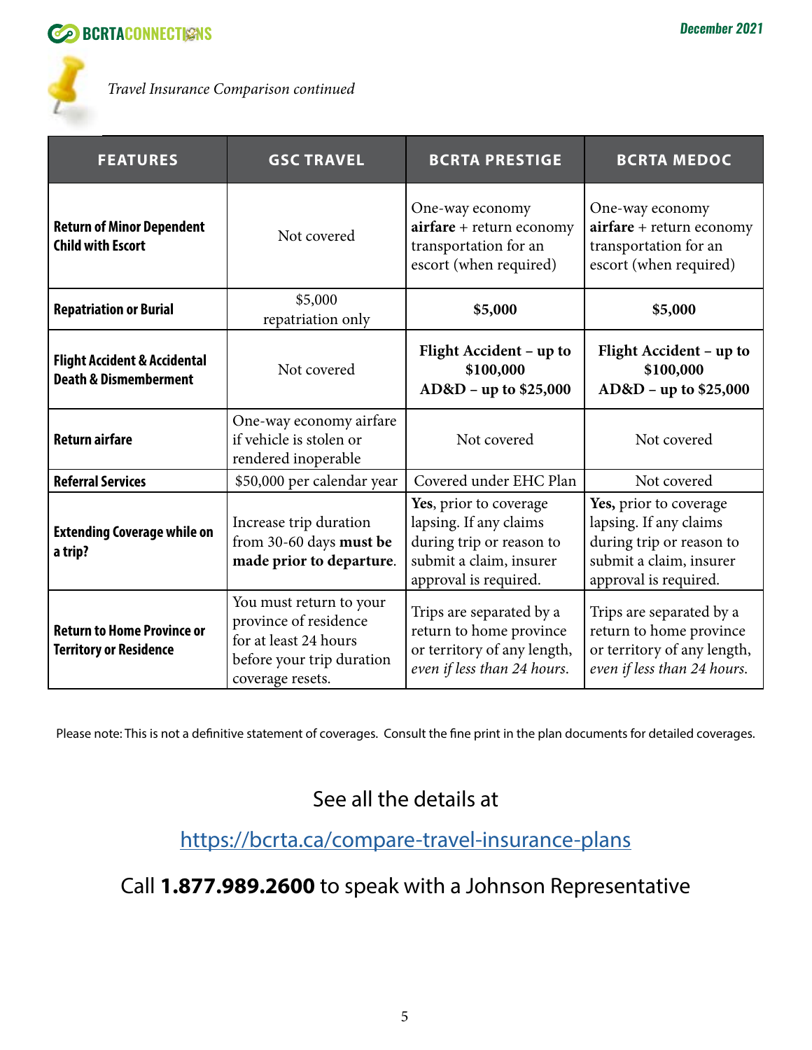*Travel Insurance Comparison continued*

| FEATURES | GSC TRAVEL | BCRTA PRESTIGE | BCRTA MEDOC |
|---|---|---|---|
| **Return of Minor Dependent Child with Escort** | Not covered | One-way economy **airfare** + return economy transportation for an escort (when required) | One-way economy **airfare** + return economy transportation for an escort (when required) |
| **Repatriation or Burial** | $5,000 repatriation only | **$5,000** | **$5,000** |
| **Flight Accident & Accidental Death & Dismemberment** | Not covered | **Flight Accident – up to $100,000 AD&D – up to $25,000** | **Flight Accident – up to $100,000 AD&D – up to $25,000** |
| **Return airfare** | One-way economy airfare if vehicle is stolen or rendered inoperable | Not covered | Not covered |
| **Referral Services** | $50,000 per calendar year | Covered under EHC Plan | Not covered |
| **Extending Coverage while on a trip?** | Increase trip duration from 30-60 days **must be made prior to departure**. | **Yes**, prior to coverage lapsing. If any claims during trip or reason to submit a claim, insurer approval is required. | **Yes,** prior to coverage lapsing. If any claims during trip or reason to submit a claim, insurer approval is required. |
| **Return to Home Province or Territory or Residence** | You must return to your province of residence for at least 24 hours before your trip duration coverage resets. | Trips are separated by a return to home province or territory of any length, *even if less than 24 hours.* | Trips are separated by a return to home province or territory of any length, *even if less than 24 hours.* |

Please note: This is not a definitive statement of coverages. Consult the fine print in the plan documents for detailed coverages.

See all the details at

https://bcrta.ca/compare-travel-insurance-plans

Call **1.877.989.2600** to speak with a Johnson Representative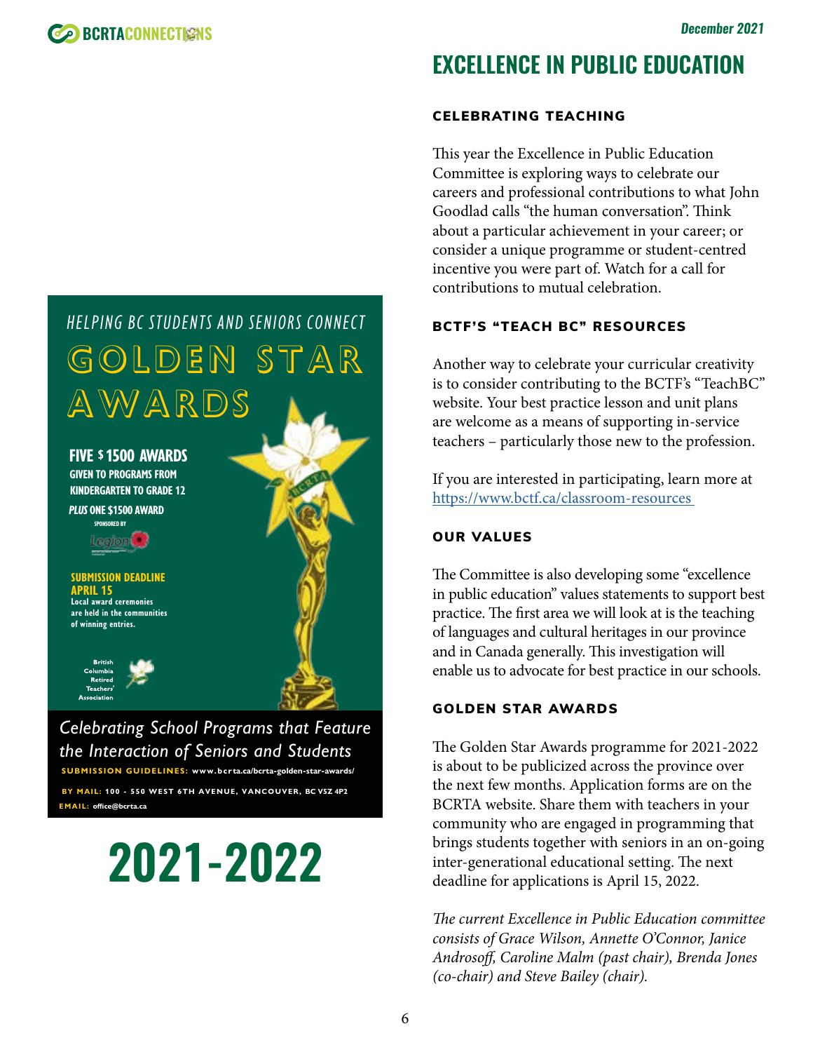HELPING BC STUDENTS AND SENIORS CONNECT

**GOLDEN STAR AWARDS**

**FIVE $1500 AWARDS**
**GIVEN TO PROGRAMS FROM KINDERGARTEN TO GRADE 12**
***PLUS* ONE $1500 AWARD**
SPONSORED BY Legion

**SUBMISSION DEADLINE APRIL 15**
Local award ceremonies are held in the communities of winning entries.

British Columbia Retired Teachers' Association

*Celebrating School Programs that Feature the Interaction of Seniors and Students*

**SUBMISSION GUIDELINES:** www.bcrta.ca/bcrta-golden-star-awards/

**BY MAIL:** 100 - 550 WEST 6TH AVENUE, VANCOUVER, BC V5Z 4P2

**EMAIL:** office@bcrta.ca

**2021-2022**

# EXCELLENCE IN PUBLIC EDUCATION

## CELEBRATING TEACHING

This year the Excellence in Public Education Committee is exploring ways to celebrate our careers and professional contributions to what John Goodlad calls "the human conversation". Think about a particular achievement in your career; or consider a unique programme or student-centred incentive you were part of. Watch for a call for contributions to mutual celebration.

## BCTF'S "TEACH BC" RESOURCES

Another way to celebrate your curricular creativity is to consider contributing to the BCTF's "TeachBC" website. Your best practice lesson and unit plans are welcome as a means of supporting in-service teachers – particularly those new to the profession.

If you are interested in participating, learn more at https://www.bctf.ca/classroom-resources

## OUR VALUES

The Committee is also developing some "excellence in public education" values statements to support best practice. The first area we will look at is the teaching of languages and cultural heritages in our province and in Canada generally. This investigation will enable us to advocate for best practice in our schools.

## GOLDEN STAR AWARDS

The Golden Star Awards programme for 2021-2022 is about to be publicized across the province over the next few months. Application forms are on the BCRTA website. Share them with teachers in your community who are engaged in programming that brings students together with seniors in an on-going inter-generational educational setting. The next deadline for applications is April 15, 2022.

*The current Excellence in Public Education committee consists of Grace Wilson, Annette O'Connor, Janice Androsoff, Caroline Malm (past chair), Brenda Jones (co-chair) and Steve Bailey (chair).*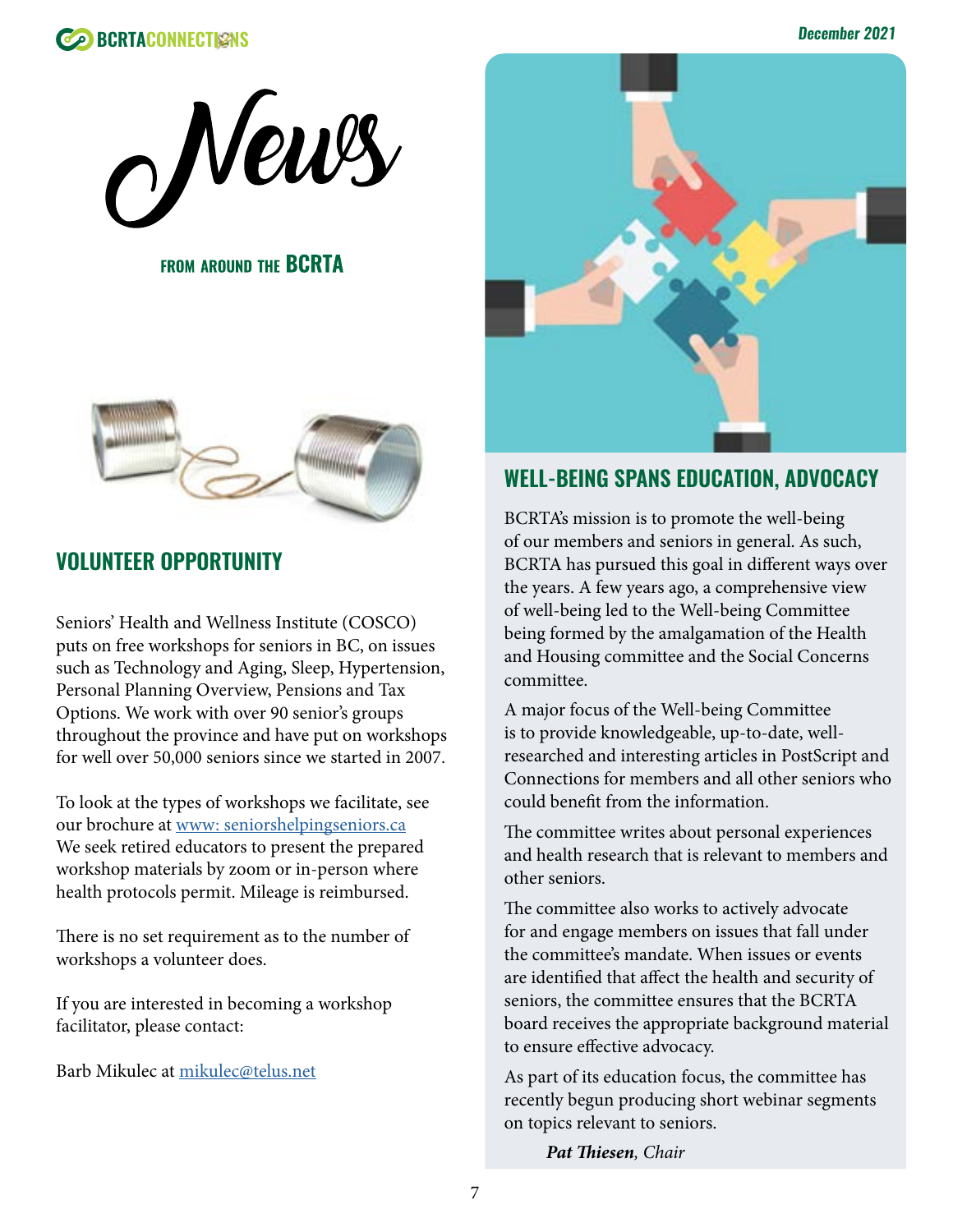# News

FROM AROUND THE **BCRTA**

## VOLUNTEER OPPORTUNITY

Seniors' Health and Wellness Institute (COSCO) puts on free workshops for seniors in BC, on issues such as Technology and Aging, Sleep, Hypertension, Personal Planning Overview, Pensions and Tax Options. We work with over 90 senior's groups throughout the province and have put on workshops for well over 50,000 seniors since we started in 2007.

To look at the types of workshops we facilitate, see our brochure at www: seniorshelpingseniors.ca We seek retired educators to present the prepared workshop materials by zoom or in-person where health protocols permit. Mileage is reimbursed.

There is no set requirement as to the number of workshops a volunteer does.

If you are interested in becoming a workshop facilitator, please contact:

Barb Mikulec at mikulec@telus.net

## WELL-BEING SPANS EDUCATION, ADVOCACY

BCRTA's mission is to promote the well-being of our members and seniors in general. As such, BCRTA has pursued this goal in different ways over the years. A few years ago, a comprehensive view of well-being led to the Well-being Committee being formed by the amalgamation of the Health and Housing committee and the Social Concerns committee.

A major focus of the Well-being Committee is to provide knowledgeable, up-to-date, well-researched and interesting articles in PostScript and Connections for members and all other seniors who could benefit from the information.

The committee writes about personal experiences and health research that is relevant to members and other seniors.

The committee also works to actively advocate for and engage members on issues that fall under the committee's mandate. When issues or events are identified that affect the health and security of seniors, the committee ensures that the BCRTA board receives the appropriate background material to ensure effective advocacy.

As part of its education focus, the committee has recently begun producing short webinar segments on topics relevant to seniors.

***Pat Thiesen**, Chair*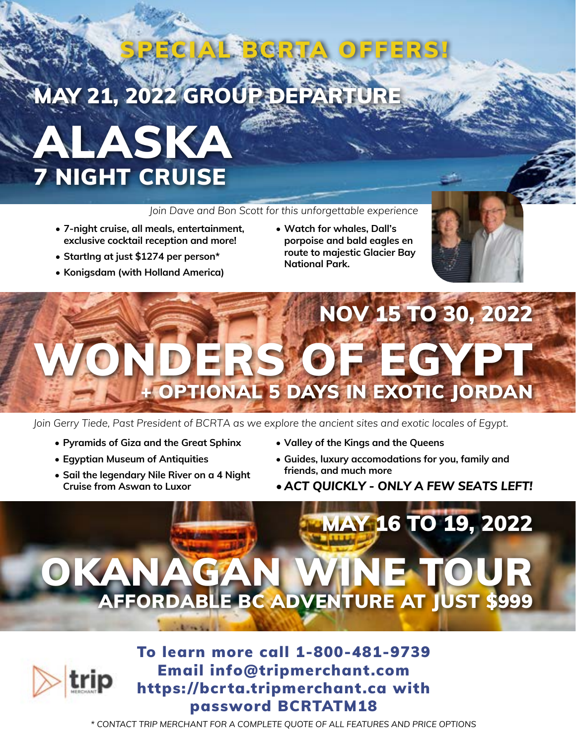# SPECIAL BCRTA OFFERS!

## MAY 21, 2022 GROUP DEPARTURE

# ALASKA

## 7 NIGHT CRUISE

*Join Dave and Bon Scott for this unforgettable experience*

- **7-night cruise, all meals, entertainment, exclusive cocktail reception and more!**
- **StartIng at just $1274 per person***
- **Konigsdam (with Holland America)**
- **Watch for whales, Dall's porpoise and bald eagles en route to majestic Glacier Bay National Park.**

## NOV 15 TO 30, 2022

# WONDERS OF EGYPT

## + OPTIONAL 5 DAYS IN EXOTIC JORDAN

*Join Gerry Tiede, Past President of BCRTA as we explore the ancient sites and exotic locales of Egypt.*

- **Pyramids of Giza and the Great Sphinx**
- **Egyptian Museum of Antiquities**
- **Sail the legendary Nile River on a 4 Night Cruise from Aswan to Luxor**
- **Valley of the Kings and the Queens**
- **Guides, luxury accomodations for you, family and friends, and much more**
- ***ACT QUICKLY - ONLY A FEW SEATS LEFT!***

## MAY 16 TO 19, 2022

# OKANAGAN WINE TOUR

## AFFORDABLE BC ADVENTURE AT JUST $999

trip MERCHANT

**To learn more call 1-800-481-9739**
**Email info@tripmerchant.com**
**https://bcrta.tripmerchant.ca with password BCRTATM18**

*\* CONTACT TRIP MERCHANT FOR A COMPLETE QUOTE OF ALL FEATURES AND PRICE OPTIONS*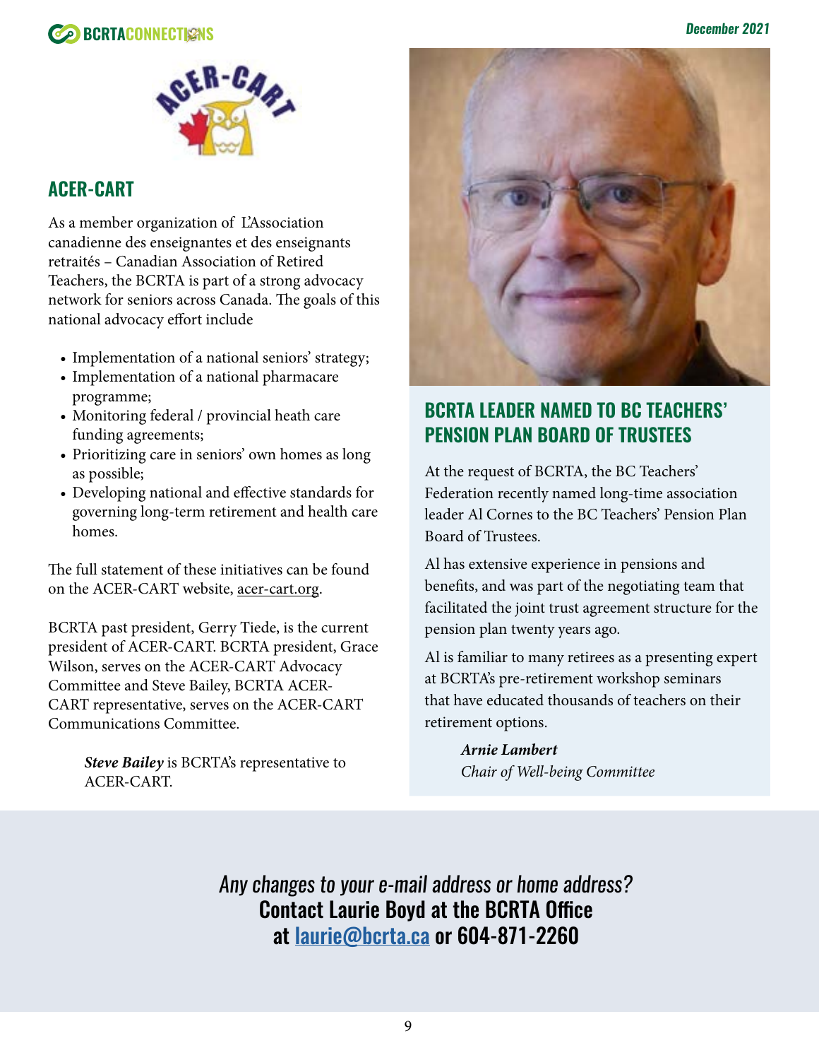## ACER-CART

As a member organization of L'Association canadienne des enseignantes et des enseignants retraités – Canadian Association of Retired Teachers, the BCRTA is part of a strong advocacy network for seniors across Canada. The goals of this national advocacy effort include

- Implementation of a national seniors' strategy;
- Implementation of a national pharmacare programme;
- Monitoring federal / provincial heath care funding agreements;
- Prioritizing care in seniors' own homes as long as possible;
- Developing national and effective standards for governing long-term retirement and health care homes.

The full statement of these initiatives can be found on the ACER-CART website, acer-cart.org.

BCRTA past president, Gerry Tiede, is the current president of ACER-CART. BCRTA president, Grace Wilson, serves on the ACER-CART Advocacy Committee and Steve Bailey, BCRTA ACER-CART representative, serves on the ACER-CART Communications Committee.

***Steve Bailey*** is BCRTA's representative to ACER-CART.

## BCRTA LEADER NAMED TO BC TEACHERS' PENSION PLAN BOARD OF TRUSTEES

At the request of BCRTA, the BC Teachers' Federation recently named long-time association leader Al Cornes to the BC Teachers' Pension Plan Board of Trustees.

Al has extensive experience in pensions and benefits, and was part of the negotiating team that facilitated the joint trust agreement structure for the pension plan twenty years ago.

Al is familiar to many retirees as a presenting expert at BCRTA's pre-retirement workshop seminars that have educated thousands of teachers on their retirement options.

***Arnie Lambert***
*Chair of Well-being Committee*

*Any changes to your e-mail address or home address?*
**Contact Laurie Boyd at the BCRTA Office at laurie@bcrta.ca or 604-871-2260**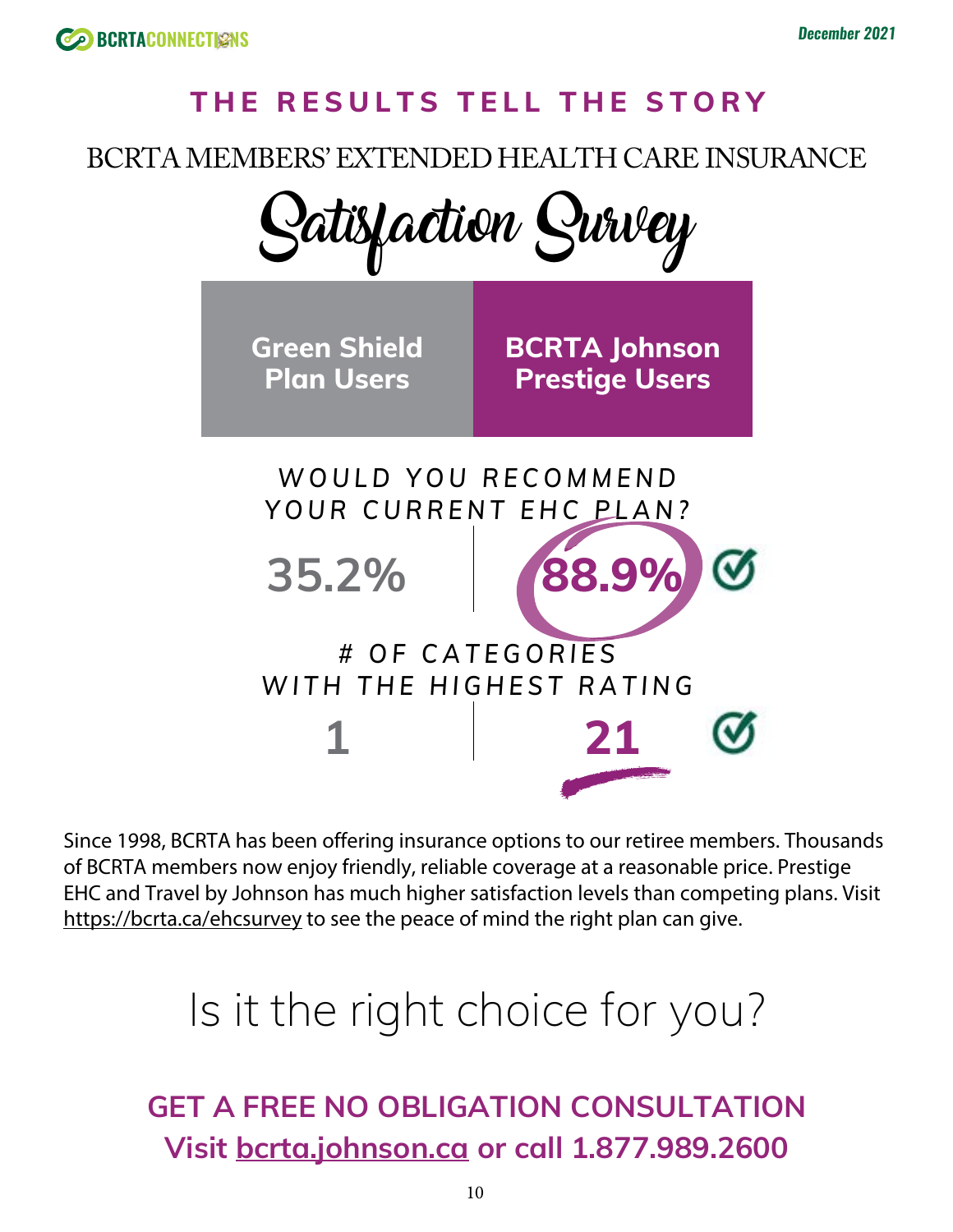## THE RESULTS TELL THE STORY

# BCRTA MEMBERS' EXTENDED HEALTH CARE INSURANCE

# Satisfaction Survey

| Green Shield Plan Users | BCRTA Johnson Prestige Users |
|---|---|

*WOULD YOU RECOMMEND YOUR CURRENT EHC PLAN?*

| Green Shield Plan Users | BCRTA Johnson Prestige Users |
|---|---|
| 35.2% | **88.9%** |

*# OF CATEGORIES WITH THE HIGHEST RATING*

| Green Shield Plan Users | BCRTA Johnson Prestige Users |
|---|---|
| 1 | **21** |

Since 1998, BCRTA has been offering insurance options to our retiree members. Thousands of BCRTA members now enjoy friendly, reliable coverage at a reasonable price. Prestige EHC and Travel by Johnson has much higher satisfaction levels than competing plans. Visit https://bcrta.ca/ehcsurvey to see the peace of mind the right plan can give.

## Is it the right choice for you?

**GET A FREE NO OBLIGATION CONSULTATION**
**Visit bcrta.johnson.ca or call 1.877.989.2600**